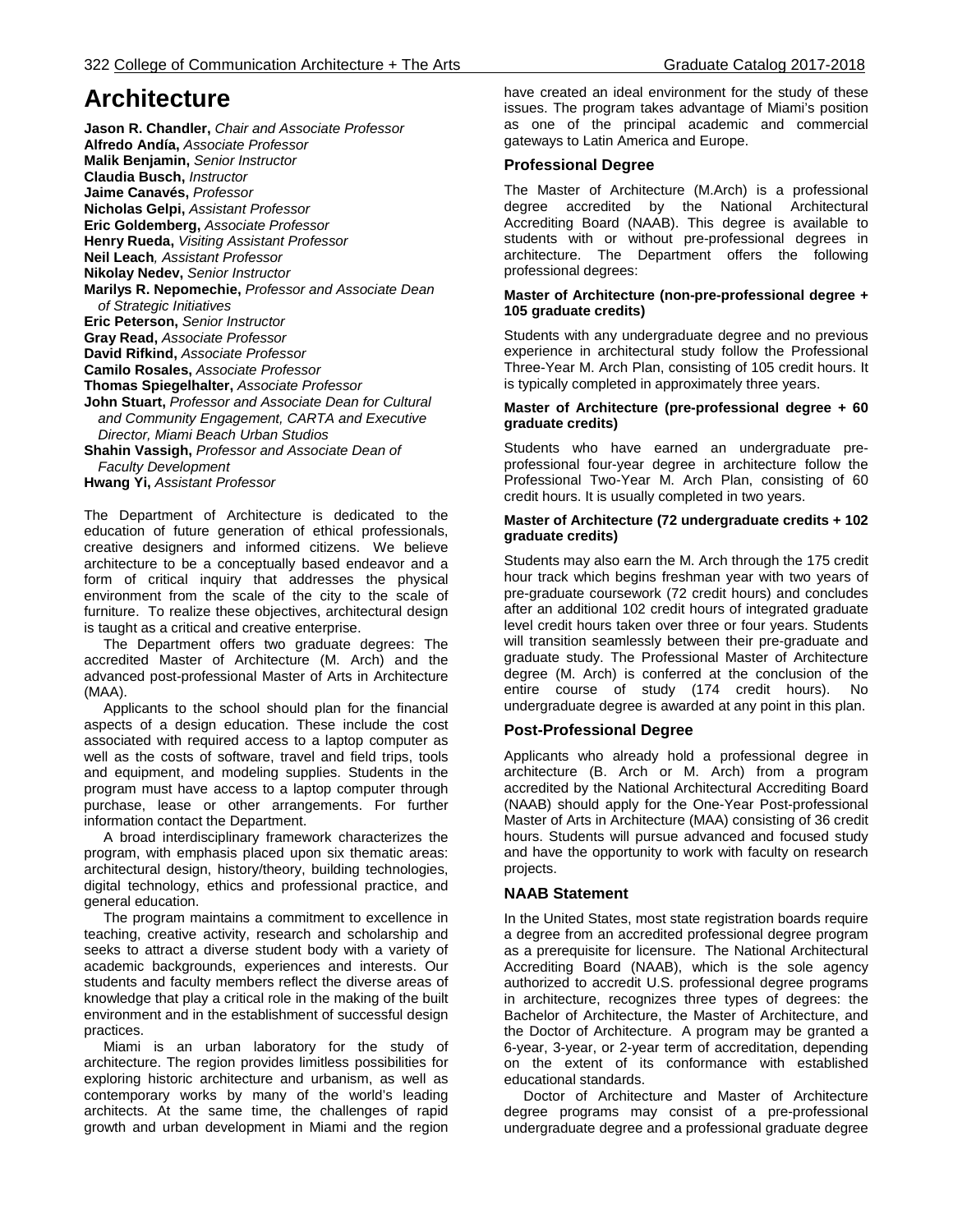# Architecture

**Jason R. Chandler,** *Chair and Associate Professor*
**Alfredo Andía,** *Associate Professor*
**Malik Benjamin,** *Senior Instructor*
**Claudia Busch,** *Instructor*
**Jaime Canavés,** *Professor*
**Nicholas Gelpi,** *Assistant Professor*
**Eric Goldemberg,** *Associate Professor*
**Henry Rueda,** *Visiting Assistant Professor*
**Neil Leach***, Assistant Professor*
**Nikolay Nedev,** *Senior Instructor*
**Marilys R. Nepomechie,** *Professor and Associate Dean of Strategic Initiatives*
**Eric Peterson,** *Senior Instructor*
**Gray Read,** *Associate Professor*
**David Rifkind,** *Associate Professor*
**Camilo Rosales,** *Associate Professor*
**Thomas Spiegelhalter,** *Associate Professor*
**John Stuart,** *Professor and Associate Dean for Cultural and Community Engagement, CARTA and Executive Director, Miami Beach Urban Studios*
**Shahin Vassigh,** *Professor and Associate Dean of Faculty Development*
**Hwang Yi,** *Assistant Professor*

The Department of Architecture is dedicated to the education of future generation of ethical professionals, creative designers and informed citizens. We believe architecture to be a conceptually based endeavor and a form of critical inquiry that addresses the physical environment from the scale of the city to the scale of furniture. To realize these objectives, architectural design is taught as a critical and creative enterprise.

The Department offers two graduate degrees: The accredited Master of Architecture (M. Arch) and the advanced post-professional Master of Arts in Architecture (MAA).

Applicants to the school should plan for the financial aspects of a design education. These include the cost associated with required access to a laptop computer as well as the costs of software, travel and field trips, tools and equipment, and modeling supplies. Students in the program must have access to a laptop computer through purchase, lease or other arrangements. For further information contact the Department.

A broad interdisciplinary framework characterizes the program, with emphasis placed upon six thematic areas: architectural design, history/theory, building technologies, digital technology, ethics and professional practice, and general education.

The program maintains a commitment to excellence in teaching, creative activity, research and scholarship and seeks to attract a diverse student body with a variety of academic backgrounds, experiences and interests. Our students and faculty members reflect the diverse areas of knowledge that play a critical role in the making of the built environment and in the establishment of successful design practices.

Miami is an urban laboratory for the study of architecture. The region provides limitless possibilities for exploring historic architecture and urbanism, as well as contemporary works by many of the world's leading architects. At the same time, the challenges of rapid growth and urban development in Miami and the region have created an ideal environment for the study of these issues. The program takes advantage of Miami's position as one of the principal academic and commercial gateways to Latin America and Europe.

## Professional Degree

The Master of Architecture (M.Arch) is a professional degree accredited by the National Architectural Accrediting Board (NAAB). This degree is available to students with or without pre-professional degrees in architecture. The Department offers the following professional degrees:

#### Master of Architecture (non-pre-professional degree + 105 graduate credits)

Students with any undergraduate degree and no previous experience in architectural study follow the Professional Three-Year M. Arch Plan, consisting of 105 credit hours. It is typically completed in approximately three years.

#### Master of Architecture (pre-professional degree + 60 graduate credits)

Students who have earned an undergraduate pre-professional four-year degree in architecture follow the Professional Two-Year M. Arch Plan, consisting of 60 credit hours. It is usually completed in two years.

#### Master of Architecture (72 undergraduate credits + 102 graduate credits)

Students may also earn the M. Arch through the 175 credit hour track which begins freshman year with two years of pre-graduate coursework (72 credit hours) and concludes after an additional 102 credit hours of integrated graduate level credit hours taken over three or four years. Students will transition seamlessly between their pre-graduate and graduate study. The Professional Master of Architecture degree (M. Arch) is conferred at the conclusion of the entire course of study (174 credit hours). No undergraduate degree is awarded at any point in this plan.

## Post-Professional Degree

Applicants who already hold a professional degree in architecture (B. Arch or M. Arch) from a program accredited by the National Architectural Accrediting Board (NAAB) should apply for the One-Year Post-professional Master of Arts in Architecture (MAA) consisting of 36 credit hours. Students will pursue advanced and focused study and have the opportunity to work with faculty on research projects.

## NAAB Statement

In the United States, most state registration boards require a degree from an accredited professional degree program as a prerequisite for licensure. The National Architectural Accrediting Board (NAAB), which is the sole agency authorized to accredit U.S. professional degree programs in architecture, recognizes three types of degrees: the Bachelor of Architecture, the Master of Architecture, and the Doctor of Architecture. A program may be granted a 6-year, 3-year, or 2-year term of accreditation, depending on the extent of its conformance with established educational standards.

Doctor of Architecture and Master of Architecture degree programs may consist of a pre-professional undergraduate degree and a professional graduate degree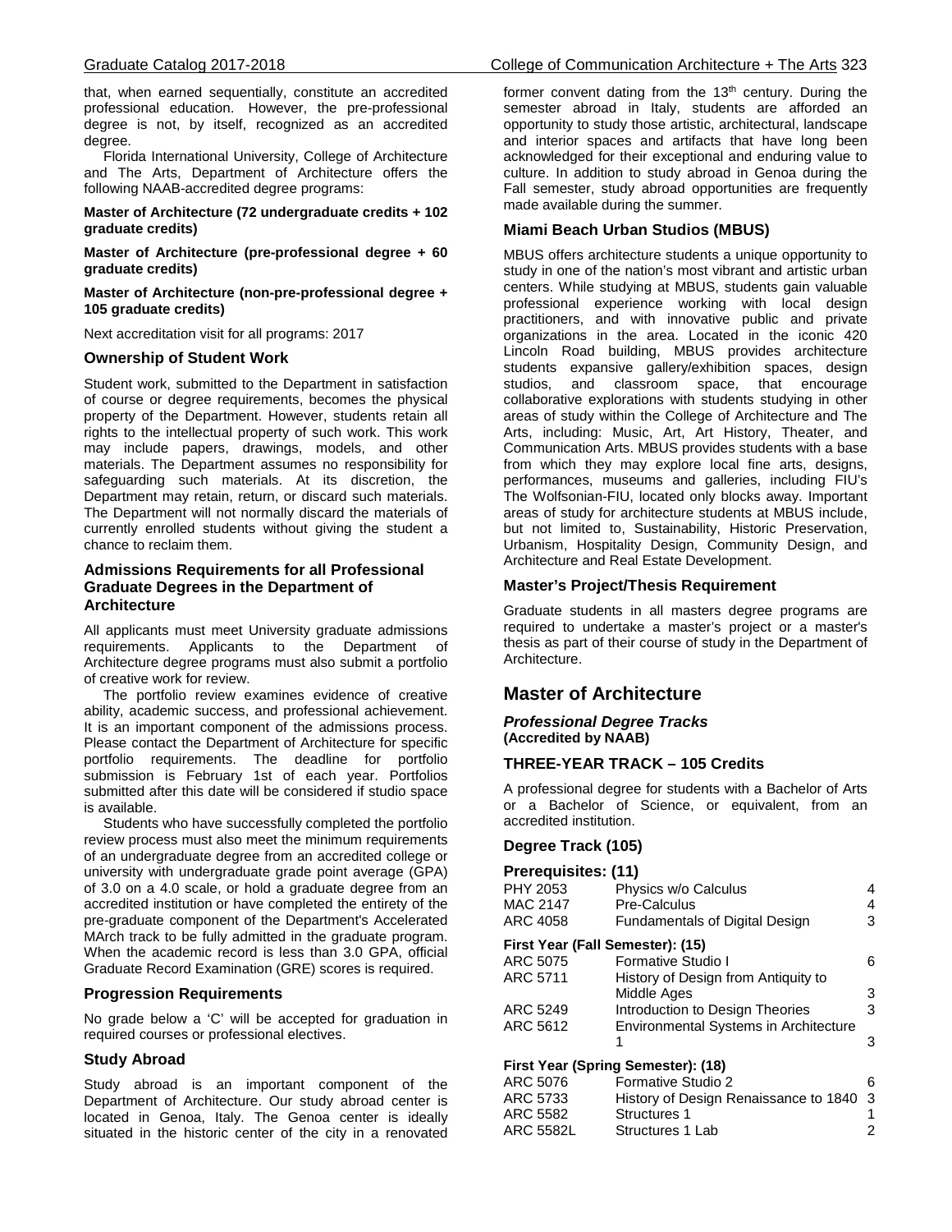that, when earned sequentially, constitute an accredited professional education. However, the pre-professional degree is not, by itself, recognized as an accredited degree.

Florida International University, College of Architecture and The Arts, Department of Architecture offers the following NAAB-accredited degree programs:

**Master of Architecture (72 undergraduate credits + 102 graduate credits)**

**Master of Architecture (pre-professional degree + 60 graduate credits)**

**Master of Architecture (non-pre-professional degree + 105 graduate credits)**

Next accreditation visit for all programs: 2017

### Ownership of Student Work

Student work, submitted to the Department in satisfaction of course or degree requirements, becomes the physical property of the Department. However, students retain all rights to the intellectual property of such work. This work may include papers, drawings, models, and other materials. The Department assumes no responsibility for safeguarding such materials. At its discretion, the Department may retain, return, or discard such materials. The Department will not normally discard the materials of currently enrolled students without giving the student a chance to reclaim them.

### Admissions Requirements for all Professional Graduate Degrees in the Department of Architecture

All applicants must meet University graduate admissions requirements. Applicants to the Department of Architecture degree programs must also submit a portfolio of creative work for review.

The portfolio review examines evidence of creative ability, academic success, and professional achievement. It is an important component of the admissions process. Please contact the Department of Architecture for specific portfolio requirements. The deadline for portfolio submission is February 1st of each year. Portfolios submitted after this date will be considered if studio space is available.

Students who have successfully completed the portfolio review process must also meet the minimum requirements of an undergraduate degree from an accredited college or university with undergraduate grade point average (GPA) of 3.0 on a 4.0 scale, or hold a graduate degree from an accredited institution or have completed the entirety of the pre-graduate component of the Department's Accelerated MArch track to be fully admitted in the graduate program. When the academic record is less than 3.0 GPA, official Graduate Record Examination (GRE) scores is required.

### Progression Requirements

No grade below a 'C' will be accepted for graduation in required courses or professional electives.

### Study Abroad

Study abroad is an important component of the Department of Architecture. Our study abroad center is located in Genoa, Italy. The Genoa center is ideally situated in the historic center of the city in a renovated former convent dating from the 13th century. During the semester abroad in Italy, students are afforded an opportunity to study those artistic, architectural, landscape and interior spaces and artifacts that have long been acknowledged for their exceptional and enduring value to culture. In addition to study abroad in Genoa during the Fall semester, study abroad opportunities are frequently made available during the summer.

### Miami Beach Urban Studios (MBUS)

MBUS offers architecture students a unique opportunity to study in one of the nation's most vibrant and artistic urban centers. While studying at MBUS, students gain valuable professional experience working with local design practitioners, and with innovative public and private organizations in the area. Located in the iconic 420 Lincoln Road building, MBUS provides architecture students expansive gallery/exhibition spaces, design studios, and classroom space, that encourage collaborative explorations with students studying in other areas of study within the College of Architecture and The Arts, including: Music, Art, Art History, Theater, and Communication Arts. MBUS provides students with a base from which they may explore local fine arts, designs, performances, museums and galleries, including FIU's The Wolfsonian-FIU, located only blocks away. Important areas of study for architecture students at MBUS include, but not limited to, Sustainability, Historic Preservation, Urbanism, Hospitality Design, Community Design, and Architecture and Real Estate Development.

### Master's Project/Thesis Requirement

Graduate students in all masters degree programs are required to undertake a master's project or a master's thesis as part of their course of study in the Department of Architecture.

## Master of Architecture

***Professional Degree Tracks***
**(Accredited by NAAB)**

### THREE-YEAR TRACK – 105 Credits

A professional degree for students with a Bachelor of Arts or a Bachelor of Science, or equivalent, from an accredited institution.

### Degree Track (105)

#### Prerequisites: (11)

| | | |
|---|---|---|
| PHY 2053 | Physics w/o Calculus | 4 |
| MAC 2147 | Pre-Calculus | 4 |
| ARC 4058 | Fundamentals of Digital Design | 3 |

**First Year (Fall Semester): (15)**

| | | |
|---|---|---|
| ARC 5075 | Formative Studio I | 6 |
| ARC 5711 | History of Design from Antiquity to Middle Ages | 3 |
| ARC 5249 | Introduction to Design Theories | 3 |
| ARC 5612 | Environmental Systems in Architecture 1 | 3 |

**First Year (Spring Semester): (18)**

| | | |
|---|---|---|
| ARC 5076 | Formative Studio 2 | 6 |
| ARC 5733 | History of Design Renaissance to 1840 | 3 |
| ARC 5582 | Structures 1 | 1 |
| ARC 5582L | Structures 1 Lab | 2 |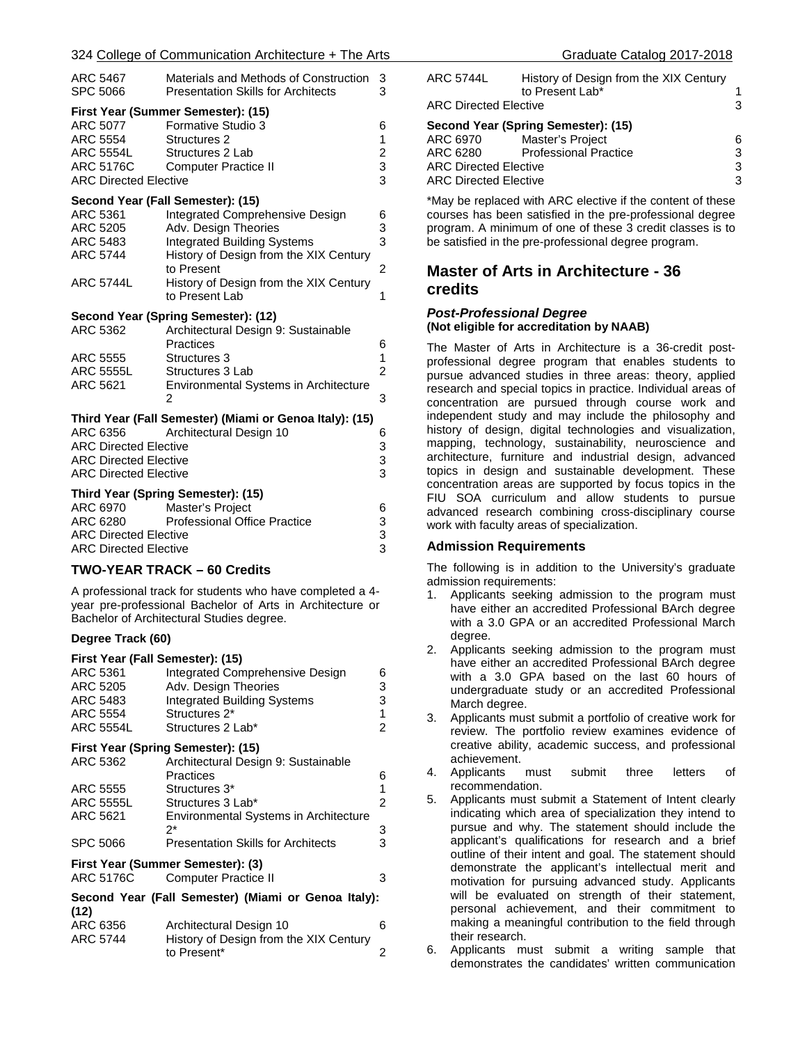| | | |
|---|---|---|
| ARC 5467 | Materials and Methods of Construction | 3 |
| SPC 5066 | Presentation Skills for Architects | 3 |

**First Year (Summer Semester): (15)**

| | | |
|---|---|---|
| ARC 5077 | Formative Studio 3 | 6 |
| ARC 5554 | Structures 2 | 1 |
| ARC 5554L | Structures 2 Lab | 2 |
| ARC 5176C | Computer Practice II | 3 |
| ARC Directed Elective | | 3 |

**Second Year (Fall Semester): (15)**

| | | |
|---|---|---|
| ARC 5361 | Integrated Comprehensive Design | 6 |
| ARC 5205 | Adv. Design Theories | 3 |
| ARC 5483 | Integrated Building Systems | 3 |
| ARC 5744 | History of Design from the XIX Century to Present | 2 |
| ARC 5744L | History of Design from the XIX Century to Present Lab | 1 |

**Second Year (Spring Semester): (12)**

| | | |
|---|---|---|
| ARC 5362 | Architectural Design 9: Sustainable Practices | 6 |
| ARC 5555 | Structures 3 | 1 |
| ARC 5555L | Structures 3 Lab | 2 |
| ARC 5621 | Environmental Systems in Architecture 2 | 3 |

**Third Year (Fall Semester) (Miami or Genoa Italy): (15)**

| | | |
|---|---|---|
| ARC 6356 | Architectural Design 10 | 6 |
| ARC Directed Elective | | 3 |
| ARC Directed Elective | | 3 |
| ARC Directed Elective | | 3 |

**Third Year (Spring Semester): (15)**

| | | |
|---|---|---|
| ARC 6970 | Master's Project | 6 |
| ARC 6280 | Professional Office Practice | 3 |
| ARC Directed Elective | | 3 |
| ARC Directed Elective | | 3 |

### TWO-YEAR TRACK – 60 Credits

A professional track for students who have completed a 4-year pre-professional Bachelor of Arts in Architecture or Bachelor of Architectural Studies degree.

**Degree Track (60)**

**First Year (Fall Semester): (15)**

| | | |
|---|---|---|
| ARC 5361 | Integrated Comprehensive Design | 6 |
| ARC 5205 | Adv. Design Theories | 3 |
| ARC 5483 | Integrated Building Systems | 3 |
| ARC 5554 | Structures 2* | 1 |
| ARC 5554L | Structures 2 Lab* | 2 |

**First Year (Spring Semester): (15)**

| | | |
|---|---|---|
| ARC 5362 | Architectural Design 9: Sustainable Practices | 6 |
| ARC 5555 | Structures 3* | 1 |
| ARC 5555L | Structures 3 Lab* | 2 |
| ARC 5621 | Environmental Systems in Architecture 2* | 3 |
| SPC 5066 | Presentation Skills for Architects | 3 |

**First Year (Summer Semester): (3)**

| | | |
|---|---|---|
| ARC 5176C | Computer Practice II | 3 |

**Second Year (Fall Semester) (Miami or Genoa Italy): (12)**

| | | |
|---|---|---|
| ARC 6356 | Architectural Design 10 | 6 |
| ARC 5744 | History of Design from the XIX Century to Present* | 2 |
| ARC 5744L | History of Design from the XIX Century to Present Lab* | 1 |
| ARC Directed Elective | | 3 |

**Second Year (Spring Semester): (15)**

| | | |
|---|---|---|
| ARC 6970 | Master's Project | 6 |
| ARC 6280 | Professional Practice | 3 |
| ARC Directed Elective | | 3 |
| ARC Directed Elective | | 3 |

*May be replaced with ARC elective if the content of these courses has been satisfied in the pre-professional degree program. A minimum of one of these 3 credit classes is to be satisfied in the pre-professional degree program.

## Master of Arts in Architecture - 36 credits

***Post-Professional Degree***
**(Not eligible for accreditation by NAAB)**

The Master of Arts in Architecture is a 36-credit post-professional degree program that enables students to pursue advanced studies in three areas: theory, applied research and special topics in practice. Individual areas of concentration are pursued through course work and independent study and may include the philosophy and history of design, digital technologies and visualization, mapping, technology, sustainability, neuroscience and architecture, furniture and industrial design, advanced topics in design and sustainable development. These concentration areas are supported by focus topics in the FIU SOA curriculum and allow students to pursue advanced research combining cross-disciplinary course work with faculty areas of specialization.

### Admission Requirements

The following is in addition to the University's graduate admission requirements:

1. Applicants seeking admission to the program must have either an accredited Professional BArch degree with a 3.0 GPA or an accredited Professional March degree.
2. Applicants seeking admission to the program must have either an accredited Professional BArch degree with a 3.0 GPA based on the last 60 hours of undergraduate study or an accredited Professional March degree.
3. Applicants must submit a portfolio of creative work for review. The portfolio review examines evidence of creative ability, academic success, and professional achievement.
4. Applicants must submit three letters of recommendation.
5. Applicants must submit a Statement of Intent clearly indicating which area of specialization they intend to pursue and why. The statement should include the applicant's qualifications for research and a brief outline of their intent and goal. The statement should demonstrate the applicant's intellectual merit and motivation for pursuing advanced study. Applicants will be evaluated on strength of their statement, personal achievement, and their commitment to making a meaningful contribution to the field through their research.
6. Applicants must submit a writing sample that demonstrates the candidates' written communication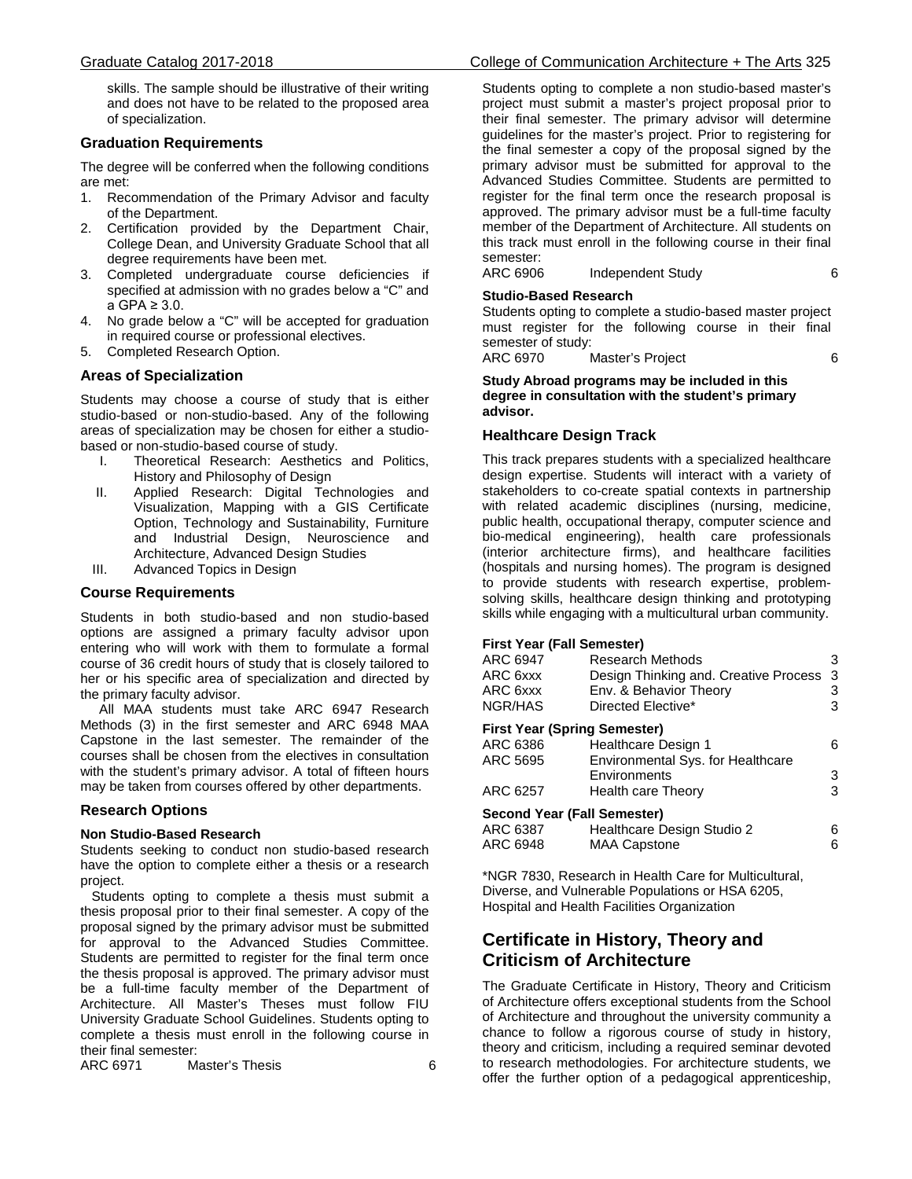skills. The sample should be illustrative of their writing and does not have to be related to the proposed area of specialization.

### Graduation Requirements

The degree will be conferred when the following conditions are met:

1. Recommendation of the Primary Advisor and faculty of the Department.
2. Certification provided by the Department Chair, College Dean, and University Graduate School that all degree requirements have been met.
3. Completed undergraduate course deficiencies if specified at admission with no grades below a "C" and a GPA ≥ 3.0.
4. No grade below a "C" will be accepted for graduation in required course or professional electives.
5. Completed Research Option.

### Areas of Specialization

Students may choose a course of study that is either studio-based or non-studio-based. Any of the following areas of specialization may be chosen for either a studio-based or non-studio-based course of study.

I. Theoretical Research: Aesthetics and Politics, History and Philosophy of Design
II. Applied Research: Digital Technologies and Visualization, Mapping with a GIS Certificate Option, Technology and Sustainability, Furniture and Industrial Design, Neuroscience and Architecture, Advanced Design Studies
III. Advanced Topics in Design

### Course Requirements

Students in both studio-based and non studio-based options are assigned a primary faculty advisor upon entering who will work with them to formulate a formal course of 36 credit hours of study that is closely tailored to her or his specific area of specialization and directed by the primary faculty advisor.

All MAA students must take ARC 6947 Research Methods (3) in the first semester and ARC 6948 MAA Capstone in the last semester. The remainder of the courses shall be chosen from the electives in consultation with the student's primary advisor. A total of fifteen hours may be taken from courses offered by other departments.

### Research Options

#### Non Studio-Based Research

Students seeking to conduct non studio-based research have the option to complete either a thesis or a research project.

Students opting to complete a thesis must submit a thesis proposal prior to their final semester. A copy of the proposal signed by the primary advisor must be submitted for approval to the Advanced Studies Committee. Students are permitted to register for the final term once the thesis proposal is approved. The primary advisor must be a full-time faculty member of the Department of Architecture. All Master's Theses must follow FIU University Graduate School Guidelines. Students opting to complete a thesis must enroll in the following course in their final semester:

| | | |
|---|---|---|
| ARC 6971 | Master's Thesis | 6 |

Students opting to complete a non studio-based master's project must submit a master's project proposal prior to their final semester. The primary advisor will determine guidelines for the master's project. Prior to registering for the final semester a copy of the proposal signed by the primary advisor must be submitted for approval to the Advanced Studies Committee. Students are permitted to register for the final term once the research proposal is approved. The primary advisor must be a full-time faculty member of the Department of Architecture. All students on this track must enroll in the following course in their final semester:

| | | |
|---|---|---|
| ARC 6906 | Independent Study | 6 |

#### Studio-Based Research

Students opting to complete a studio-based master project must register for the following course in their final semester of study:

| | | |
|---|---|---|
| ARC 6970 | Master's Project | 6 |

**Study Abroad programs may be included in this degree in consultation with the student's primary advisor.**

### Healthcare Design Track

This track prepares students with a specialized healthcare design expertise. Students will interact with a variety of stakeholders to co-create spatial contexts in partnership with related academic disciplines (nursing, medicine, public health, occupational therapy, computer science and bio-medical engineering), health care professionals (interior architecture firms), and healthcare facilities (hospitals and nursing homes). The program is designed to provide students with research expertise, problem-solving skills, healthcare design thinking and prototyping skills while engaging with a multicultural urban community.

**First Year (Fall Semester)**

| | | |
|---|---|---|
| ARC 6947 | Research Methods | 3 |
| ARC 6xxx | Design Thinking and. Creative Process | 3 |
| ARC 6xxx | Env. & Behavior Theory | 3 |
| NGR/HAS | Directed Elective* | 3 |

**First Year (Spring Semester)**

| | | |
|---|---|---|
| ARC 6386 | Healthcare Design 1 | 6 |
| ARC 5695 | Environmental Sys. for Healthcare Environments | 3 |
| ARC 6257 | Health care Theory | 3 |

**Second Year (Fall Semester)**

| | | |
|---|---|---|
| ARC 6387 | Healthcare Design Studio 2 | 6 |
| ARC 6948 | MAA Capstone | 6 |

*NGR 7830, Research in Health Care for Multicultural, Diverse, and Vulnerable Populations or HSA 6205, Hospital and Health Facilities Organization

## Certificate in History, Theory and Criticism of Architecture

The Graduate Certificate in History, Theory and Criticism of Architecture offers exceptional students from the School of Architecture and throughout the university community a chance to follow a rigorous course of study in history, theory and criticism, including a required seminar devoted to research methodologies. For architecture students, we offer the further option of a pedagogical apprenticeship,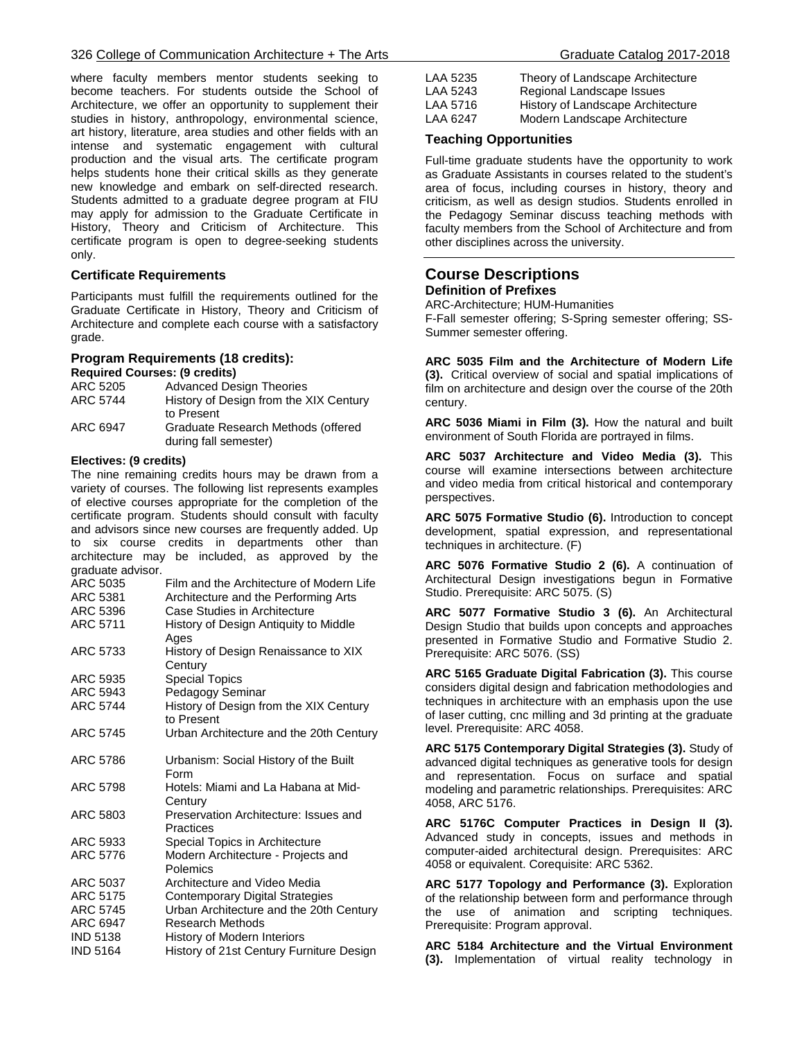where faculty members mentor students seeking to become teachers. For students outside the School of Architecture, we offer an opportunity to supplement their studies in history, anthropology, environmental science, art history, literature, area studies and other fields with an intense and systematic engagement with cultural production and the visual arts. The certificate program helps students hone their critical skills as they generate new knowledge and embark on self-directed research. Students admitted to a graduate degree program at FIU may apply for admission to the Graduate Certificate in History, Theory and Criticism of Architecture. This certificate program is open to degree-seeking students only.

### Certificate Requirements

Participants must fulfill the requirements outlined for the Graduate Certificate in History, Theory and Criticism of Architecture and complete each course with a satisfactory grade.

### Program Requirements (18 credits):

**Required Courses: (9 credits)**

| | |
|---|---|
| ARC 5205 | Advanced Design Theories |
| ARC 5744 | History of Design from the XIX Century to Present |
| ARC 6947 | Graduate Research Methods (offered during fall semester) |

**Electives: (9 credits)**

The nine remaining credits hours may be drawn from a variety of courses. The following list represents examples of elective courses appropriate for the completion of the certificate program. Students should consult with faculty and advisors since new courses are frequently added. Up to six course credits in departments other than architecture may be included, as approved by the graduate advisor.

| | |
|---|---|
| ARC 5035 | Film and the Architecture of Modern Life |
| ARC 5381 | Architecture and the Performing Arts |
| ARC 5396 | Case Studies in Architecture |
| ARC 5711 | History of Design Antiquity to Middle Ages |
| ARC 5733 | History of Design Renaissance to XIX Century |
| ARC 5935 | Special Topics |
| ARC 5943 | Pedagogy Seminar |
| ARC 5744 | History of Design from the XIX Century to Present |
| ARC 5745 | Urban Architecture and the 20th Century |
| ARC 5786 | Urbanism: Social History of the Built Form |
| ARC 5798 | Hotels: Miami and La Habana at Mid-Century |
| ARC 5803 | Preservation Architecture: Issues and Practices |
| ARC 5933 | Special Topics in Architecture |
| ARC 5776 | Modern Architecture - Projects and Polemics |
| ARC 5037 | Architecture and Video Media |
| ARC 5175 | Contemporary Digital Strategies |
| ARC 5745 | Urban Architecture and the 20th Century |
| ARC 6947 | Research Methods |
| IND 5138 | History of Modern Interiors |
| IND 5164 | History of 21st Century Furniture Design |
| LAA 5235 | Theory of Landscape Architecture |
| LAA 5243 | Regional Landscape Issues |
| LAA 5716 | History of Landscape Architecture |
| LAA 6247 | Modern Landscape Architecture |

### Teaching Opportunities

Full-time graduate students have the opportunity to work as Graduate Assistants in courses related to the student's area of focus, including courses in history, theory and criticism, as well as design studios. Students enrolled in the Pedagogy Seminar discuss teaching methods with faculty members from the School of Architecture and from other disciplines across the university.

## Course Descriptions

### Definition of Prefixes

ARC-Architecture; HUM-Humanities

F-Fall semester offering; S-Spring semester offering; SS-Summer semester offering.

**ARC 5035 Film and the Architecture of Modern Life (3).** Critical overview of social and spatial implications of film on architecture and design over the course of the 20th century.

**ARC 5036 Miami in Film (3).** How the natural and built environment of South Florida are portrayed in films.

**ARC 5037 Architecture and Video Media (3).** This course will examine intersections between architecture and video media from critical historical and contemporary perspectives.

**ARC 5075 Formative Studio (6).** Introduction to concept development, spatial expression, and representational techniques in architecture. (F)

**ARC 5076 Formative Studio 2 (6).** A continuation of Architectural Design investigations begun in Formative Studio. Prerequisite: ARC 5075. (S)

**ARC 5077 Formative Studio 3 (6).** An Architectural Design Studio that builds upon concepts and approaches presented in Formative Studio and Formative Studio 2. Prerequisite: ARC 5076. (SS)

**ARC 5165 Graduate Digital Fabrication (3).** This course considers digital design and fabrication methodologies and techniques in architecture with an emphasis upon the use of laser cutting, cnc milling and 3d printing at the graduate level. Prerequisite: ARC 4058.

**ARC 5175 Contemporary Digital Strategies (3).** Study of advanced digital techniques as generative tools for design and representation. Focus on surface and spatial modeling and parametric relationships. Prerequisites: ARC 4058, ARC 5176.

**ARC 5176C Computer Practices in Design II (3).** Advanced study in concepts, issues and methods in computer-aided architectural design. Prerequisites: ARC 4058 or equivalent. Corequisite: ARC 5362.

**ARC 5177 Topology and Performance (3).** Exploration of the relationship between form and performance through the use of animation and scripting techniques. Prerequisite: Program approval.

**ARC 5184 Architecture and the Virtual Environment (3).** Implementation of virtual reality technology in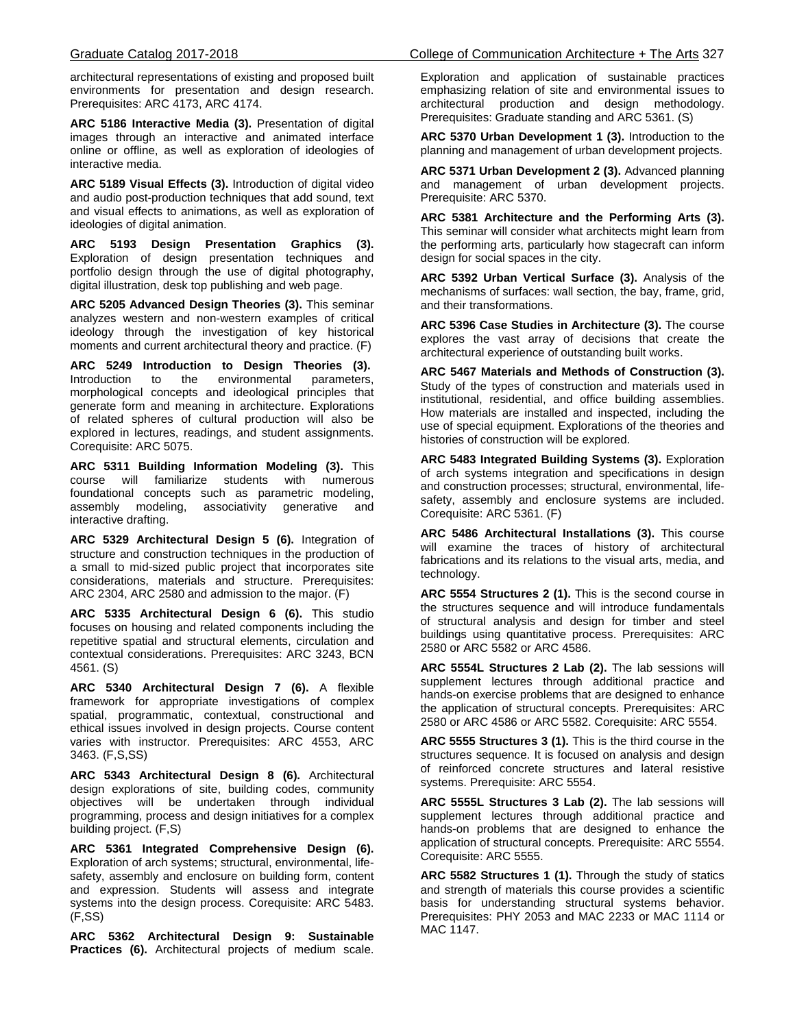architectural representations of existing and proposed built environments for presentation and design research. Prerequisites: ARC 4173, ARC 4174.

**ARC 5186 Interactive Media (3).** Presentation of digital images through an interactive and animated interface online or offline, as well as exploration of ideologies of interactive media.

**ARC 5189 Visual Effects (3).** Introduction of digital video and audio post-production techniques that add sound, text and visual effects to animations, as well as exploration of ideologies of digital animation.

**ARC 5193 Design Presentation Graphics (3).** Exploration of design presentation techniques and portfolio design through the use of digital photography, digital illustration, desk top publishing and web page.

**ARC 5205 Advanced Design Theories (3).** This seminar analyzes western and non-western examples of critical ideology through the investigation of key historical moments and current architectural theory and practice. (F)

**ARC 5249 Introduction to Design Theories (3).** Introduction to the environmental parameters, morphological concepts and ideological principles that generate form and meaning in architecture. Explorations of related spheres of cultural production will also be explored in lectures, readings, and student assignments. Corequisite: ARC 5075.

**ARC 5311 Building Information Modeling (3).** This course will familiarize students with numerous foundational concepts such as parametric modeling, assembly modeling, associativity generative and interactive drafting.

**ARC 5329 Architectural Design 5 (6).** Integration of structure and construction techniques in the production of a small to mid-sized public project that incorporates site considerations, materials and structure. Prerequisites: ARC 2304, ARC 2580 and admission to the major. (F)

**ARC 5335 Architectural Design 6 (6).** This studio focuses on housing and related components including the repetitive spatial and structural elements, circulation and contextual considerations. Prerequisites: ARC 3243, BCN 4561. (S)

**ARC 5340 Architectural Design 7 (6).** A flexible framework for appropriate investigations of complex spatial, programmatic, contextual, constructional and ethical issues involved in design projects. Course content varies with instructor. Prerequisites: ARC 4553, ARC 3463. (F,S,SS)

**ARC 5343 Architectural Design 8 (6).** Architectural design explorations of site, building codes, community objectives will be undertaken through individual programming, process and design initiatives for a complex building project. (F,S)

**ARC 5361 Integrated Comprehensive Design (6).** Exploration of arch systems; structural, environmental, life-safety, assembly and enclosure on building form, content and expression. Students will assess and integrate systems into the design process. Corequisite: ARC 5483. (F,SS)

**ARC 5362 Architectural Design 9: Sustainable Practices (6).** Architectural projects of medium scale. Exploration and application of sustainable practices emphasizing relation of site and environmental issues to architectural production and design methodology. Prerequisites: Graduate standing and ARC 5361. (S)

**ARC 5370 Urban Development 1 (3).** Introduction to the planning and management of urban development projects.

**ARC 5371 Urban Development 2 (3).** Advanced planning and management of urban development projects. Prerequisite: ARC 5370.

**ARC 5381 Architecture and the Performing Arts (3).** This seminar will consider what architects might learn from the performing arts, particularly how stagecraft can inform design for social spaces in the city.

**ARC 5392 Urban Vertical Surface (3).** Analysis of the mechanisms of surfaces: wall section, the bay, frame, grid, and their transformations.

**ARC 5396 Case Studies in Architecture (3).** The course explores the vast array of decisions that create the architectural experience of outstanding built works.

**ARC 5467 Materials and Methods of Construction (3).** Study of the types of construction and materials used in institutional, residential, and office building assemblies. How materials are installed and inspected, including the use of special equipment. Explorations of the theories and histories of construction will be explored.

**ARC 5483 Integrated Building Systems (3).** Exploration of arch systems integration and specifications in design and construction processes; structural, environmental, life-safety, assembly and enclosure systems are included. Corequisite: ARC 5361. (F)

**ARC 5486 Architectural Installations (3).** This course will examine the traces of history of architectural fabrications and its relations to the visual arts, media, and technology.

**ARC 5554 Structures 2 (1).** This is the second course in the structures sequence and will introduce fundamentals of structural analysis and design for timber and steel buildings using quantitative process. Prerequisites: ARC 2580 or ARC 5582 or ARC 4586.

**ARC 5554L Structures 2 Lab (2).** The lab sessions will supplement lectures through additional practice and hands-on exercise problems that are designed to enhance the application of structural concepts. Prerequisites: ARC 2580 or ARC 4586 or ARC 5582. Corequisite: ARC 5554.

**ARC 5555 Structures 3 (1).** This is the third course in the structures sequence. It is focused on analysis and design of reinforced concrete structures and lateral resistive systems. Prerequisite: ARC 5554.

**ARC 5555L Structures 3 Lab (2).** The lab sessions will supplement lectures through additional practice and hands-on problems that are designed to enhance the application of structural concepts. Prerequisite: ARC 5554. Corequisite: ARC 5555.

**ARC 5582 Structures 1 (1).** Through the study of statics and strength of materials this course provides a scientific basis for understanding structural systems behavior. Prerequisites: PHY 2053 and MAC 2233 or MAC 1114 or MAC 1147.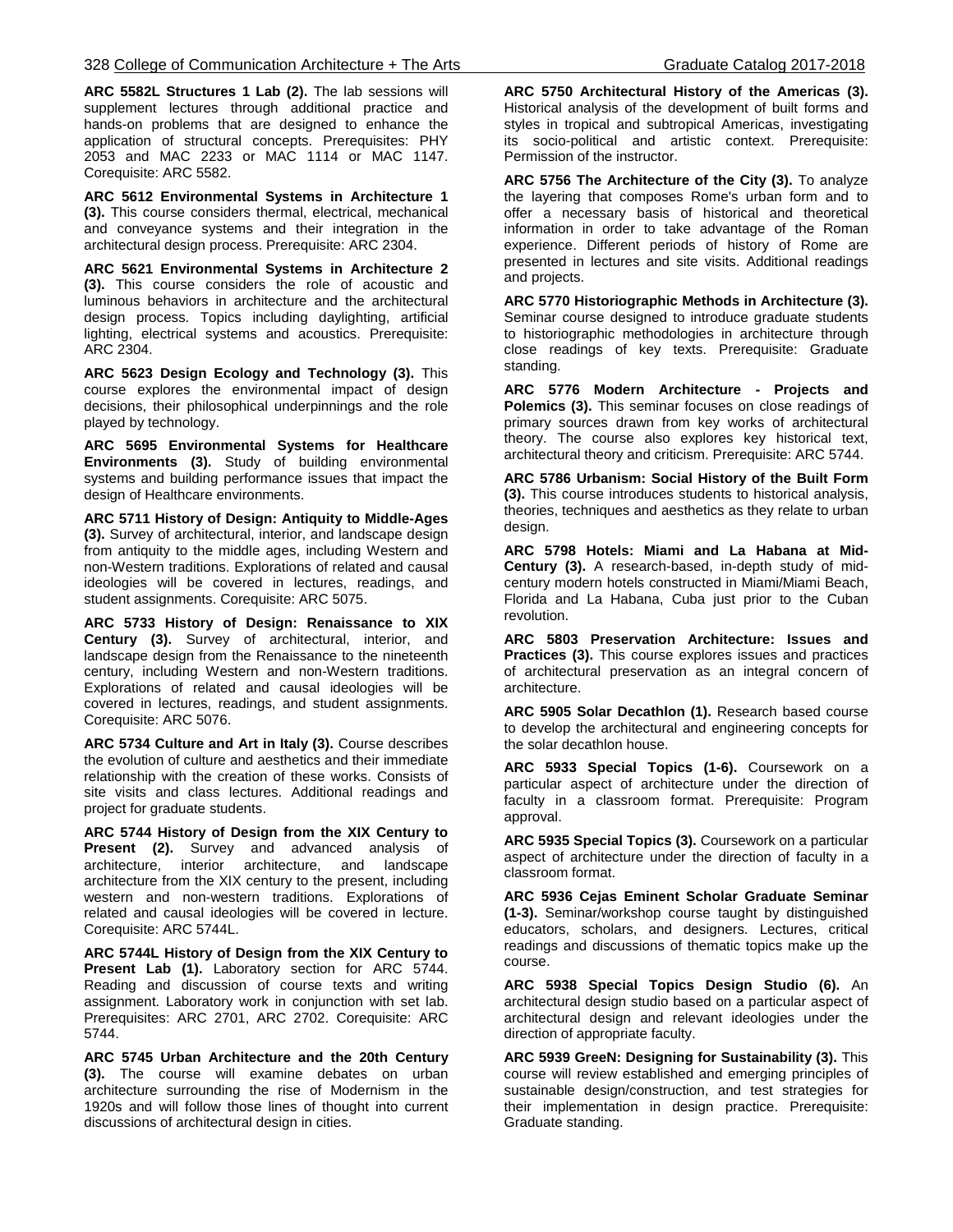**ARC 5582L Structures 1 Lab (2).** The lab sessions will supplement lectures through additional practice and hands-on problems that are designed to enhance the application of structural concepts. Prerequisites: PHY 2053 and MAC 2233 or MAC 1114 or MAC 1147. Corequisite: ARC 5582.

**ARC 5612 Environmental Systems in Architecture 1 (3).** This course considers thermal, electrical, mechanical and conveyance systems and their integration in the architectural design process. Prerequisite: ARC 2304.

**ARC 5621 Environmental Systems in Architecture 2 (3).** This course considers the role of acoustic and luminous behaviors in architecture and the architectural design process. Topics including daylighting, artificial lighting, electrical systems and acoustics. Prerequisite: ARC 2304.

**ARC 5623 Design Ecology and Technology (3).** This course explores the environmental impact of design decisions, their philosophical underpinnings and the role played by technology.

**ARC 5695 Environmental Systems for Healthcare Environments (3).** Study of building environmental systems and building performance issues that impact the design of Healthcare environments.

**ARC 5711 History of Design: Antiquity to Middle-Ages (3).** Survey of architectural, interior, and landscape design from antiquity to the middle ages, including Western and non-Western traditions. Explorations of related and causal ideologies will be covered in lectures, readings, and student assignments. Corequisite: ARC 5075.

**ARC 5733 History of Design: Renaissance to XIX Century (3).** Survey of architectural, interior, and landscape design from the Renaissance to the nineteenth century, including Western and non-Western traditions. Explorations of related and causal ideologies will be covered in lectures, readings, and student assignments. Corequisite: ARC 5076.

**ARC 5734 Culture and Art in Italy (3).** Course describes the evolution of culture and aesthetics and their immediate relationship with the creation of these works. Consists of site visits and class lectures. Additional readings and project for graduate students.

**ARC 5744 History of Design from the XIX Century to Present (2).** Survey and advanced analysis of architecture, interior architecture, and landscape architecture from the XIX century to the present, including western and non-western traditions. Explorations of related and causal ideologies will be covered in lecture. Corequisite: ARC 5744L.

**ARC 5744L History of Design from the XIX Century to Present Lab (1).** Laboratory section for ARC 5744. Reading and discussion of course texts and writing assignment. Laboratory work in conjunction with set lab. Prerequisites: ARC 2701, ARC 2702. Corequisite: ARC 5744.

**ARC 5745 Urban Architecture and the 20th Century (3).** The course will examine debates on urban architecture surrounding the rise of Modernism in the 1920s and will follow those lines of thought into current discussions of architectural design in cities.

**ARC 5750 Architectural History of the Americas (3).** Historical analysis of the development of built forms and styles in tropical and subtropical Americas, investigating its socio-political and artistic context. Prerequisite: Permission of the instructor.

**ARC 5756 The Architecture of the City (3).** To analyze the layering that composes Rome's urban form and to offer a necessary basis of historical and theoretical information in order to take advantage of the Roman experience. Different periods of history of Rome are presented in lectures and site visits. Additional readings and projects.

**ARC 5770 Historiographic Methods in Architecture (3).** Seminar course designed to introduce graduate students to historiographic methodologies in architecture through close readings of key texts. Prerequisite: Graduate standing.

**ARC 5776 Modern Architecture - Projects and Polemics (3).** This seminar focuses on close readings of primary sources drawn from key works of architectural theory. The course also explores key historical text, architectural theory and criticism. Prerequisite: ARC 5744.

**ARC 5786 Urbanism: Social History of the Built Form (3).** This course introduces students to historical analysis, theories, techniques and aesthetics as they relate to urban design.

**ARC 5798 Hotels: Miami and La Habana at Mid-Century (3).** A research-based, in-depth study of mid-century modern hotels constructed in Miami/Miami Beach, Florida and La Habana, Cuba just prior to the Cuban revolution.

**ARC 5803 Preservation Architecture: Issues and Practices (3).** This course explores issues and practices of architectural preservation as an integral concern of architecture.

**ARC 5905 Solar Decathlon (1).** Research based course to develop the architectural and engineering concepts for the solar decathlon house.

**ARC 5933 Special Topics (1-6).** Coursework on a particular aspect of architecture under the direction of faculty in a classroom format. Prerequisite: Program approval.

**ARC 5935 Special Topics (3).** Coursework on a particular aspect of architecture under the direction of faculty in a classroom format.

**ARC 5936 Cejas Eminent Scholar Graduate Seminar (1-3).** Seminar/workshop course taught by distinguished educators, scholars, and designers. Lectures, critical readings and discussions of thematic topics make up the course.

**ARC 5938 Special Topics Design Studio (6).** An architectural design studio based on a particular aspect of architectural design and relevant ideologies under the direction of appropriate faculty.

**ARC 5939 GreeN: Designing for Sustainability (3).** This course will review established and emerging principles of sustainable design/construction, and test strategies for their implementation in design practice. Prerequisite: Graduate standing.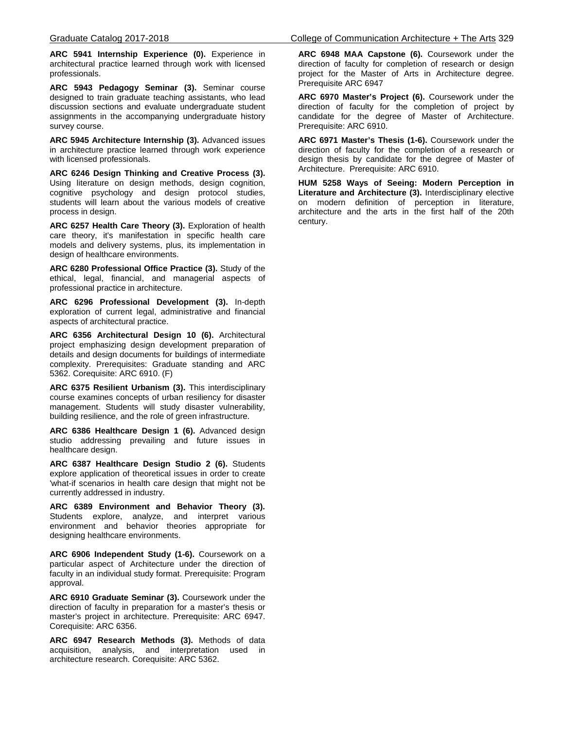**ARC 5941 Internship Experience (0).** Experience in architectural practice learned through work with licensed professionals.

**ARC 5943 Pedagogy Seminar (3).** Seminar course designed to train graduate teaching assistants, who lead discussion sections and evaluate undergraduate student assignments in the accompanying undergraduate history survey course.

**ARC 5945 Architecture Internship (3).** Advanced issues in architecture practice learned through work experience with licensed professionals.

**ARC 6246 Design Thinking and Creative Process (3).** Using literature on design methods, design cognition, cognitive psychology and design protocol studies, students will learn about the various models of creative process in design.

**ARC 6257 Health Care Theory (3).** Exploration of health care theory, it's manifestation in specific health care models and delivery systems, plus, its implementation in design of healthcare environments.

**ARC 6280 Professional Office Practice (3).** Study of the ethical, legal, financial, and managerial aspects of professional practice in architecture.

**ARC 6296 Professional Development (3).** In-depth exploration of current legal, administrative and financial aspects of architectural practice.

**ARC 6356 Architectural Design 10 (6).** Architectural project emphasizing design development preparation of details and design documents for buildings of intermediate complexity. Prerequisites: Graduate standing and ARC 5362. Corequisite: ARC 6910. (F)

**ARC 6375 Resilient Urbanism (3).** This interdisciplinary course examines concepts of urban resiliency for disaster management. Students will study disaster vulnerability, building resilience, and the role of green infrastructure.

**ARC 6386 Healthcare Design 1 (6).** Advanced design studio addressing prevailing and future issues in healthcare design.

**ARC 6387 Healthcare Design Studio 2 (6).** Students explore application of theoretical issues in order to create 'what-if scenarios in health care design that might not be currently addressed in industry.

**ARC 6389 Environment and Behavior Theory (3).** Students explore, analyze, and interpret various environment and behavior theories appropriate for designing healthcare environments.

**ARC 6906 Independent Study (1-6).** Coursework on a particular aspect of Architecture under the direction of faculty in an individual study format. Prerequisite: Program approval.

**ARC 6910 Graduate Seminar (3).** Coursework under the direction of faculty in preparation for a master's thesis or master's project in architecture. Prerequisite: ARC 6947. Corequisite: ARC 6356.

**ARC 6947 Research Methods (3).** Methods of data acquisition, analysis, and interpretation used in architecture research. Corequisite: ARC 5362.

**ARC 6948 MAA Capstone (6).** Coursework under the direction of faculty for completion of research or design project for the Master of Arts in Architecture degree. Prerequisite ARC 6947

**ARC 6970 Master's Project (6).** Coursework under the direction of faculty for the completion of project by candidate for the degree of Master of Architecture. Prerequisite: ARC 6910.

**ARC 6971 Master's Thesis (1-6).** Coursework under the direction of faculty for the completion of a research or design thesis by candidate for the degree of Master of Architecture. Prerequisite: ARC 6910.

**HUM 5258 Ways of Seeing: Modern Perception in Literature and Architecture (3).** Interdisciplinary elective on modern definition of perception in literature, architecture and the arts in the first half of the 20th century.